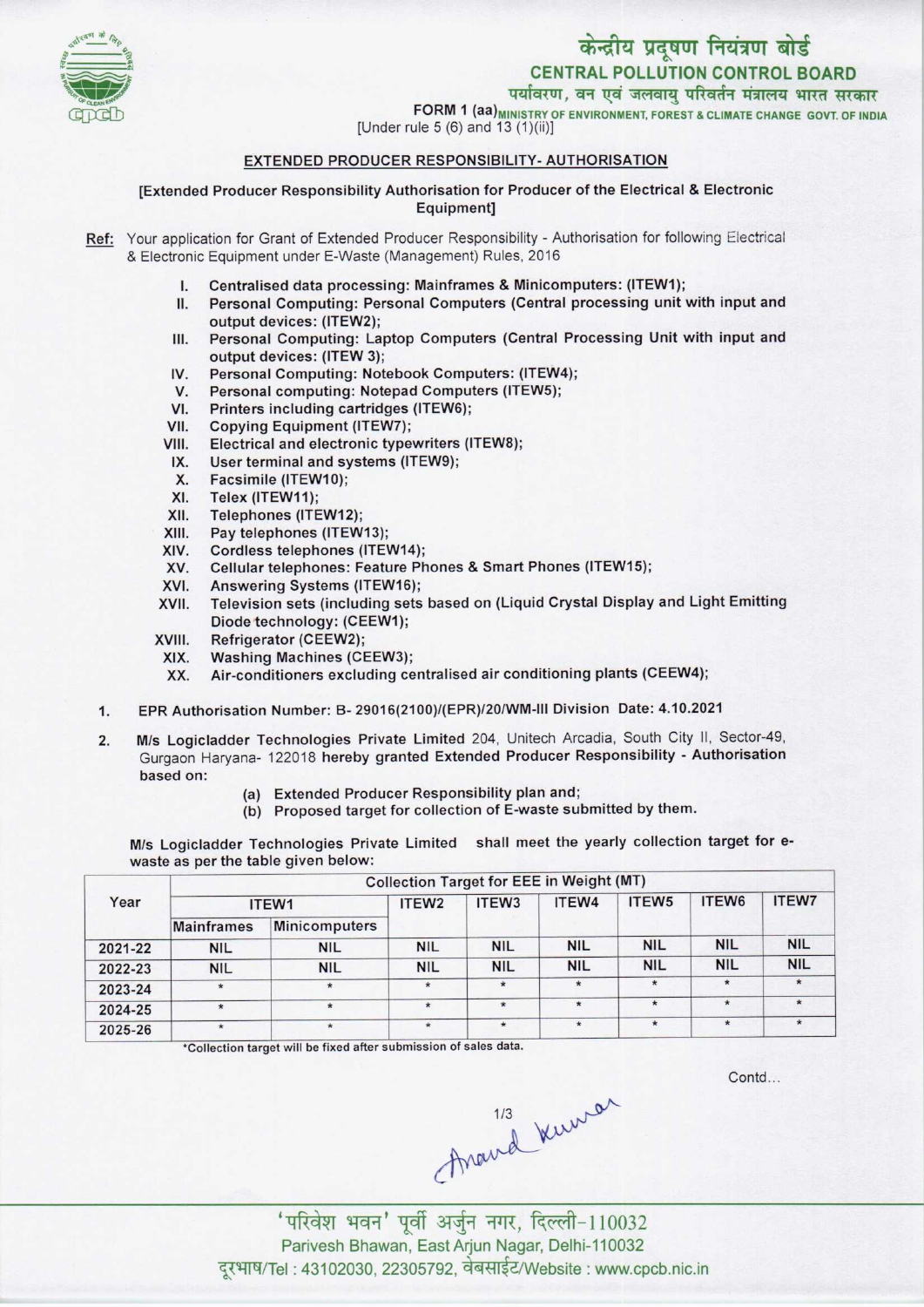केन्द्रीय प्रदूषण नियंत्रण बोर्ड

CENTRAL POLLUTION CONTROL BOARD

पर्यावरण, वन एवं जलवायु परिवर्तन मंत्रालय भारत सरकार

MINISTRY OF ENVIRONMENT, FOREST & CLIMATE CHANGE GOVT. OF INDIA

FORM 1 (aa)

[Under rule 5 (6) and 13 (1)(ii)]

## EXTENDED PRODUCER RESPONSIBILITY- AUTHORISATION

[Extended Producer Responsibility Authorisation for Producer of the Electrical & Electronic Equipment]

**Ref:** Your application for Grant of Extended Producer Responsibility - Authorisation for following Electrical & Electronic Equipment under E-Waste (Management) Rules, 2016

I. Centralised data processing: Mainframes & Minicomputers: (ITEW1);
II. Personal Computing: Personal Computers (Central processing unit with input and output devices: (ITEW2);
III. Personal Computing: Laptop Computers (Central Processing Unit with input and output devices: (ITEW 3);
IV. Personal Computing: Notebook Computers: (ITEW4);
V. Personal computing: Notepad Computers (ITEW5);
VI. Printers including cartridges (ITEW6);
VII. Copying Equipment (ITEW7);
VIII. Electrical and electronic typewriters (ITEW8);
IX. User terminal and systems (ITEW9);
X. Facsimile (ITEW10);
XI. Telex (ITEW11);
XII. Telephones (ITEW12);
XIII. Pay telephones (ITEW13);
XIV. Cordless telephones (ITEW14);
XV. Cellular telephones: Feature Phones & Smart Phones (ITEW15);
XVI. Answering Systems (ITEW16);
XVII. Television sets (including sets based on (Liquid Crystal Display and Light Emitting Diode technology: (CEEW1);
XVIII. Refrigerator (CEEW2);
XIX. Washing Machines (CEEW3);
XX. Air-conditioners excluding centralised air conditioning plants (CEEW4);

1. EPR Authorisation Number: B- 29016(2100)/(EPR)/20/WM-III Division Date: 4.10.2021

2. M/s Logicladder Technologies Private Limited 204, Unitech Arcadia, South City II, Sector-49, Gurgaon Haryana- 122018 hereby granted Extended Producer Responsibility - Authorisation based on:

   (a) Extended Producer Responsibility plan and;
   (b) Proposed target for collection of E-waste submitted by them.

M/s Logicladder Technologies Private Limited shall meet the yearly collection target for e-waste as per the table given below:

| Year | Collection Target for EEE in Weight (MT) | | | | | | | |
|---|---|---|---|---|---|---|---|---|
| | ITEW1 | | ITEW2 | ITEW3 | ITEW4 | ITEW5 | ITEW6 | ITEW7 |
| | Mainframes | Minicomputers | | | | | | |
| 2021-22 | NIL | NIL | NIL | NIL | NIL | NIL | NIL | NIL |
| 2022-23 | NIL | NIL | NIL | NIL | NIL | NIL | NIL | NIL |
| 2023-24 | * | * | * | * | * | * | * | * |
| 2024-25 | * | * | * | * | * | * | * | * |
| 2025-26 | * | * | * | * | * | * | * | * |

*Collection target will be fixed after submission of sales data.

Contd...

Anand Kumar

'परिवेश भवन' पूर्वी अर्जुन नगर, दिल्ली-110032

Parivesh Bhawan, East Arjun Nagar, Delhi-110032

दूरभाष/Tel : 43102030, 22305792, वेबसाईट/Website : www.cpcb.nic.in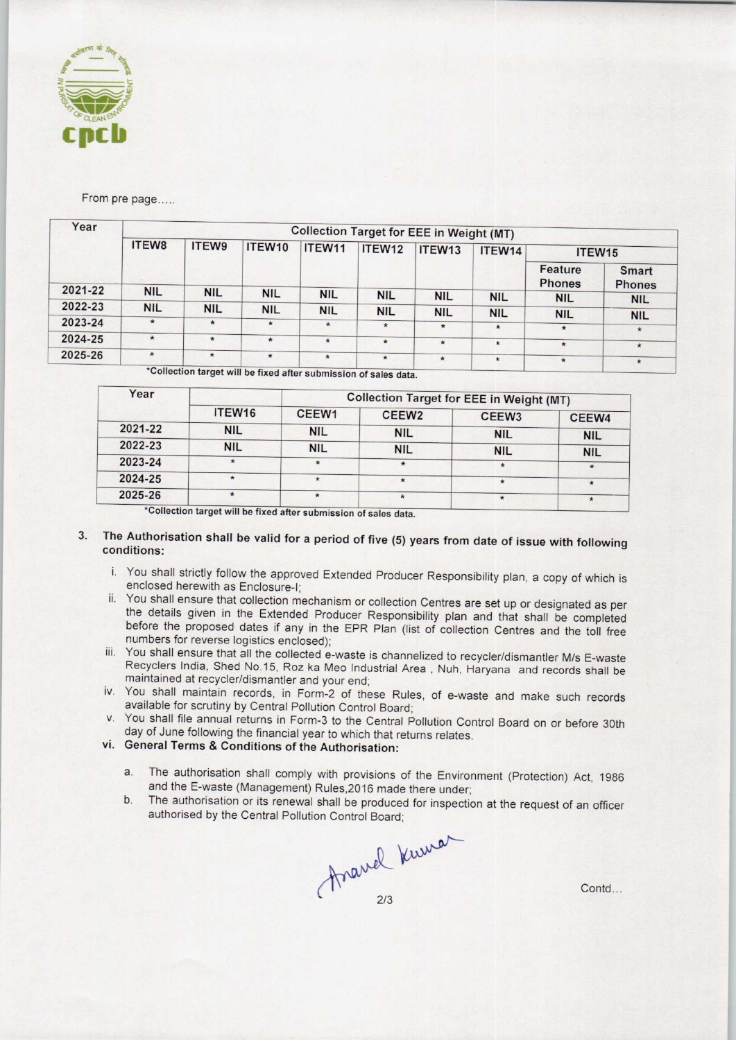From pre page.....

| Year | Collection Target for EEE in Weight (MT) | | | | | | | | |
|---|---|---|---|---|---|---|---|---|---|
| | ITEW8 | ITEW9 | ITEW10 | ITEW11 | ITEW12 | ITEW13 | ITEW14 | ITEW15 | |
| | | | | | | | | Feature Phones | Smart Phones |
| 2021-22 | NIL | NIL | NIL | NIL | NIL | NIL | NIL | NIL | NIL |
| 2022-23 | NIL | NIL | NIL | NIL | NIL | NIL | NIL | NIL | NIL |
| 2023-24 | * | * | * | * | * | * | * | * | * |
| 2024-25 | * | * | * | * | * | * | * | * | * |
| 2025-26 | * | * | * | * | * | * | * | * | * |

*Collection target will be fixed after submission of sales data.

| Year | Collection Target for EEE in Weight (MT) | | | | |
|---|---|---|---|---|---|
| | ITEW16 | CEEW1 | CEEW2 | CEEW3 | CEEW4 |
| 2021-22 | NIL | NIL | NIL | NIL | NIL |
| 2022-23 | NIL | NIL | NIL | NIL | NIL |
| 2023-24 | * | * | * | * | * |
| 2024-25 | * | * | * | * | * |
| 2025-26 | * | * | * | * | * |

*Collection target will be fixed after submission of sales data.

3. **The Authorisation shall be valid for a period of five (5) years from date of issue with following conditions:**

   i. You shall strictly follow the approved Extended Producer Responsibility plan, a copy of which is enclosed herewith as Enclosure-I;
   
   ii. You shall ensure that collection mechanism or collection Centres are set up or designated as per the details given in the Extended Producer Responsibility plan and that shall be completed before the proposed dates if any in the EPR Plan (list of collection Centres and the toll free numbers for reverse logistics enclosed);
   
   iii. You shall ensure that all the collected e-waste is channelized to recycler/dismantler M/s E-waste Recyclers India, Shed No.15, Roz ka Meo Industrial Area , Nuh, Haryana and records shall be maintained at recycler/dismantler and your end;
   
   iv. You shall maintain records, in Form-2 of these Rules, of e-waste and make such records available for scrutiny by Central Pollution Control Board;
   
   v. You shall file annual returns in Form-3 to the Central Pollution Control Board on or before 30th day of June following the financial year to which that returns relates.
   
   vi. **General Terms & Conditions of the Authorisation:**
   
      a. The authorisation shall comply with provisions of the Environment (Protection) Act, 1986 and the E-waste (Management) Rules,2016 made there under;
      
      b. The authorisation or its renewal shall be produced for inspection at the request of an officer authorised by the Central Pollution Control Board;

Anand Kumar

Contd...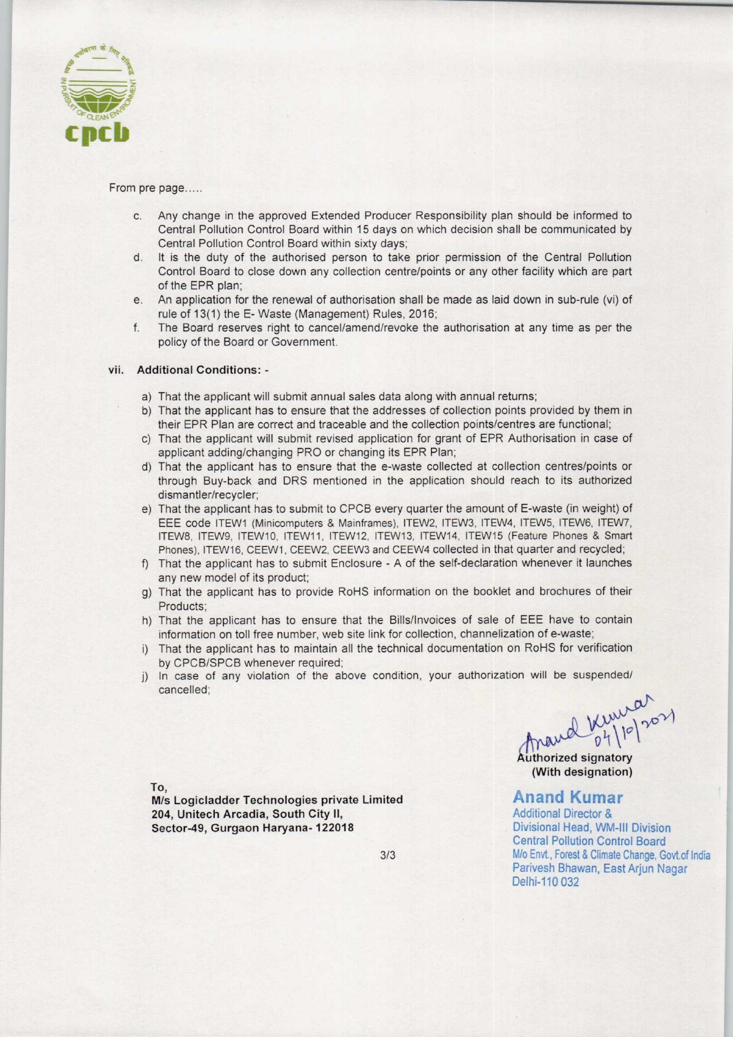From pre page.....

c. Any change in the approved Extended Producer Responsibility plan should be informed to Central Pollution Control Board within 15 days on which decision shall be communicated by Central Pollution Control Board within sixty days;
d. It is the duty of the authorised person to take prior permission of the Central Pollution Control Board to close down any collection centre/points or any other facility which are part of the EPR plan;
e. An application for the renewal of authorisation shall be made as laid down in sub-rule (vi) of rule of 13(1) the E- Waste (Management) Rules, 2016;
f. The Board reserves right to cancel/amend/revoke the authorisation at any time as per the policy of the Board or Government.

**vii. Additional Conditions: -**

a) That the applicant will submit annual sales data along with annual returns;
b) That the applicant has to ensure that the addresses of collection points provided by them in their EPR Plan are correct and traceable and the collection points/centres are functional;
c) That the applicant will submit revised application for grant of EPR Authorisation in case of applicant adding/changing PRO or changing its EPR Plan;
d) That the applicant has to ensure that the e-waste collected at collection centres/points or through Buy-back and DRS mentioned in the application should reach to its authorized dismantler/recycler;
e) That the applicant has to submit to CPCB every quarter the amount of E-waste (in weight) of EEE code ITEW1 (Minicomputers & Mainframes), ITEW2, ITEW3, ITEW4, ITEW5, ITEW6, ITEW7, ITEW8, ITEW9, ITEW10, ITEW11, ITEW12, ITEW13, ITEW14, ITEW15 (Feature Phones & Smart Phones), ITEW16, CEEW1, CEEW2, CEEW3 and CEEW4 collected in that quarter and recycled;
f) That the applicant has to submit Enclosure - A of the self-declaration whenever it launches any new model of its product;
g) That the applicant has to provide RoHS information on the booklet and brochures of their Products;
h) That the applicant has to ensure that the Bills/Invoices of sale of EEE have to contain information on toll free number, web site link for collection, channelization of e-waste;
i) That the applicant has to maintain all the technical documentation on RoHS for verification by CPCB/SPCB whenever required;
j) In case of any violation of the above condition, your authorization will be suspended/ cancelled;

Anand Kumar 04/10/2021

**Authorized signatory**
**(With designation)**

To,
**M/s Logicladder Technologies private Limited**
**204, Unitech Arcadia, South City II,**
**Sector-49, Gurgaon Haryana- 122018**

**Anand Kumar**
Additional Director &
Divisional Head, WM-III Division
Central Pollution Control Board
M/o Envt., Forest & Climate Change, Govt.of India
Parivesh Bhawan, East Arjun Nagar
Delhi-110 032